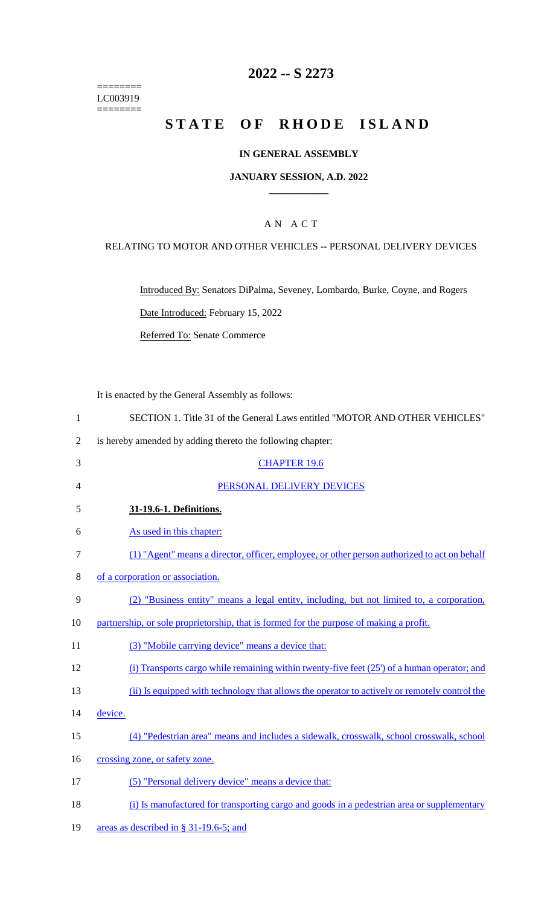========
LC003919
========

# 2022 -- S 2273

# STATE OF RHODE ISLAND

## IN GENERAL ASSEMBLY

### JANUARY SESSION, A.D. 2022

____________

A N A C T

RELATING TO MOTOR AND OTHER VEHICLES -- PERSONAL DELIVERY DEVICES

Introduced By: Senators DiPalma, Seveney, Lombardo, Burke, Coyne, and Rogers

Date Introduced: February 15, 2022

Referred To: Senate Commerce

It is enacted by the General Assembly as follows:

1 SECTION 1. Title 31 of the General Laws entitled "MOTOR AND OTHER VEHICLES"
2 is hereby amended by adding thereto the following chapter:

3 CHAPTER 19.6

4 PERSONAL DELIVERY DEVICES

5 **31-19.6-1. Definitions.**

6 As used in this chapter:

7 (1) "Agent" means a director, officer, employee, or other person authorized to act on behalf
8 of a corporation or association.

9 (2) "Business entity" means a legal entity, including, but not limited to, a corporation,
10 partnership, or sole proprietorship, that is formed for the purpose of making a profit.

11 (3) "Mobile carrying device" means a device that:

12 (i) Transports cargo while remaining within twenty-five feet (25') of a human operator; and

13 (ii) Is equipped with technology that allows the operator to actively or remotely control the
14 device.

15 (4) "Pedestrian area" means and includes a sidewalk, crosswalk, school crosswalk, school
16 crossing zone, or safety zone.

17 (5) "Personal delivery device" means a device that:

18 (i) Is manufactured for transporting cargo and goods in a pedestrian area or supplementary
19 areas as described in § 31-19.6-5; and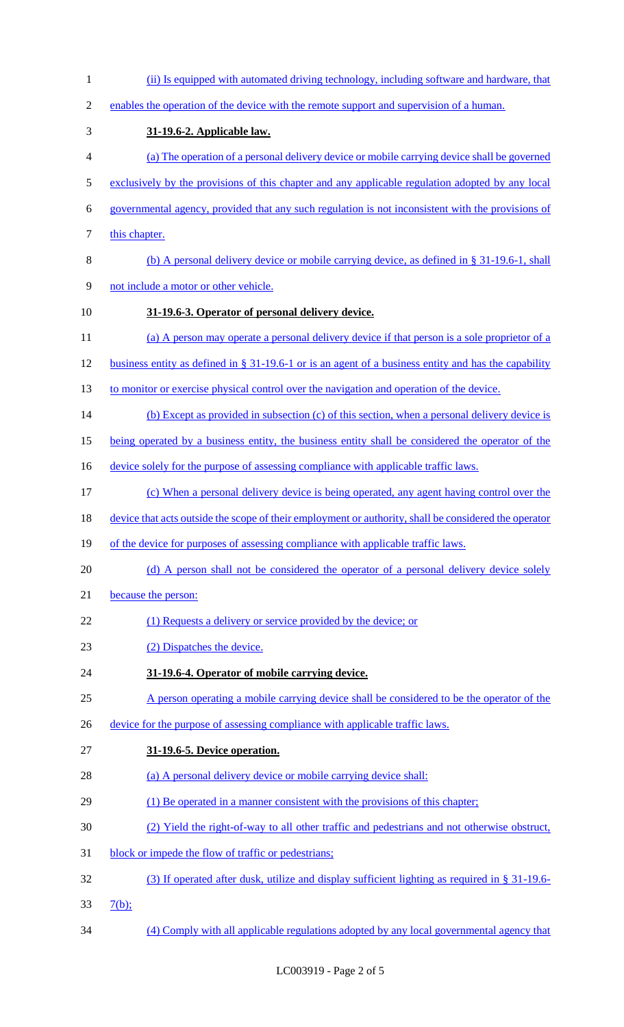(ii) Is equipped with automated driving technology, including software and hardware, that enables the operation of the device with the remote support and supervision of a human.

**31-19.6-2. Applicable law.**

(a) The operation of a personal delivery device or mobile carrying device shall be governed exclusively by the provisions of this chapter and any applicable regulation adopted by any local governmental agency, provided that any such regulation is not inconsistent with the provisions of this chapter.

(b) A personal delivery device or mobile carrying device, as defined in § 31-19.6-1, shall not include a motor or other vehicle.

**31-19.6-3. Operator of personal delivery device.**

(a) A person may operate a personal delivery device if that person is a sole proprietor of a business entity as defined in § 31-19.6-1 or is an agent of a business entity and has the capability to monitor or exercise physical control over the navigation and operation of the device.

(b) Except as provided in subsection (c) of this section, when a personal delivery device is being operated by a business entity, the business entity shall be considered the operator of the device solely for the purpose of assessing compliance with applicable traffic laws.

(c) When a personal delivery device is being operated, any agent having control over the device that acts outside the scope of their employment or authority, shall be considered the operator of the device for purposes of assessing compliance with applicable traffic laws.

(d) A person shall not be considered the operator of a personal delivery device solely because the person:

(1) Requests a delivery or service provided by the device; or

(2) Dispatches the device.

**31-19.6-4. Operator of mobile carrying device.**

A person operating a mobile carrying device shall be considered to be the operator of the device for the purpose of assessing compliance with applicable traffic laws.

**31-19.6-5. Device operation.**

(a) A personal delivery device or mobile carrying device shall:

(1) Be operated in a manner consistent with the provisions of this chapter;

(2) Yield the right-of-way to all other traffic and pedestrians and not otherwise obstruct, block or impede the flow of traffic or pedestrians;

(3) If operated after dusk, utilize and display sufficient lighting as required in § 31-19.6-7(b);

(4) Comply with all applicable regulations adopted by any local governmental agency that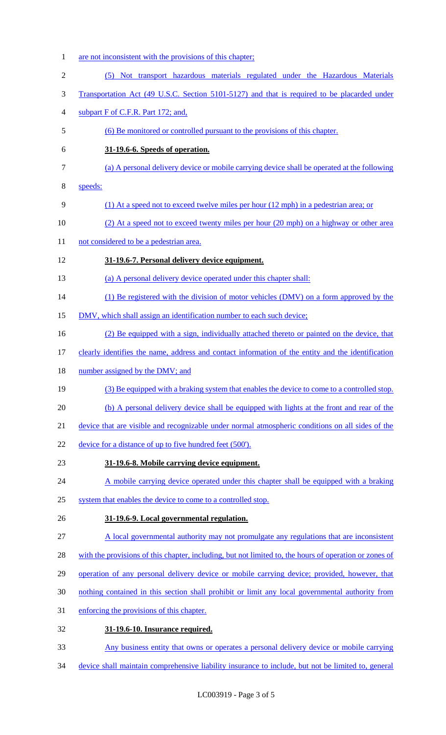are not inconsistent with the provisions of this chapter;

(5) Not transport hazardous materials regulated under the Hazardous Materials Transportation Act (49 U.S.C. Section 5101-5127) and that is required to be placarded under subpart F of C.F.R. Part 172; and,

(6) Be monitored or controlled pursuant to the provisions of this chapter.

**31-19.6-6. Speeds of operation.**

(a) A personal delivery device or mobile carrying device shall be operated at the following speeds:

(1) At a speed not to exceed twelve miles per hour (12 mph) in a pedestrian area; or

(2) At a speed not to exceed twenty miles per hour (20 mph) on a highway or other area not considered to be a pedestrian area.

**31-19.6-7. Personal delivery device equipment.**

(a) A personal delivery device operated under this chapter shall:

(1) Be registered with the division of motor vehicles (DMV) on a form approved by the DMV, which shall assign an identification number to each such device;

(2) Be equipped with a sign, individually attached thereto or painted on the device, that clearly identifies the name, address and contact information of the entity and the identification number assigned by the DMV; and

(3) Be equipped with a braking system that enables the device to come to a controlled stop.

(b) A personal delivery device shall be equipped with lights at the front and rear of the device that are visible and recognizable under normal atmospheric conditions on all sides of the device for a distance of up to five hundred feet (500').

**31-19.6-8. Mobile carrying device equipment.**

A mobile carrying device operated under this chapter shall be equipped with a braking system that enables the device to come to a controlled stop.

**31-19.6-9. Local governmental regulation.**

A local governmental authority may not promulgate any regulations that are inconsistent with the provisions of this chapter, including, but not limited to, the hours of operation or zones of operation of any personal delivery device or mobile carrying device; provided, however, that nothing contained in this section shall prohibit or limit any local governmental authority from enforcing the provisions of this chapter.

**31-19.6-10. Insurance required.**

Any business entity that owns or operates a personal delivery device or mobile carrying device shall maintain comprehensive liability insurance to include, but not be limited to, general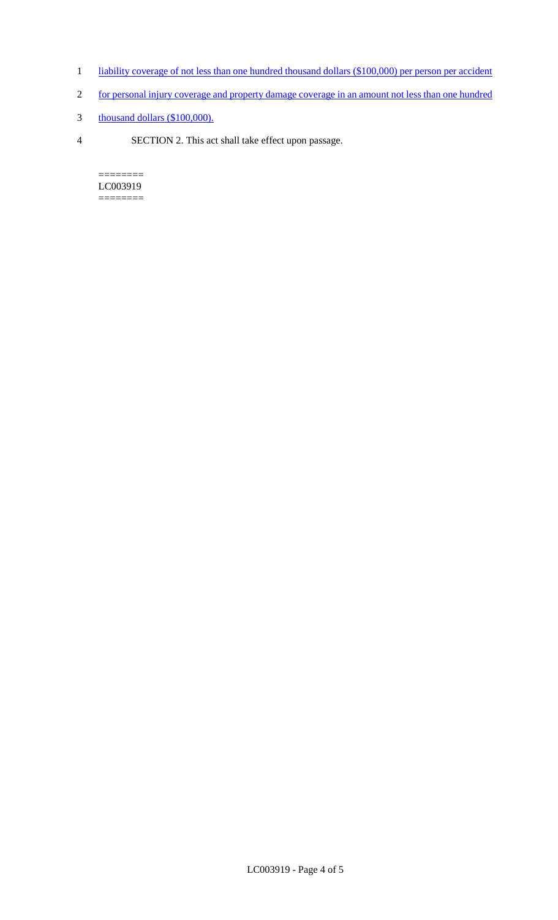liability coverage of not less than one hundred thousand dollars ($100,000) per person per accident for personal injury coverage and property damage coverage in an amount not less than one hundred thousand dollars ($100,000).

SECTION 2. This act shall take effect upon passage.

========
LC003919
========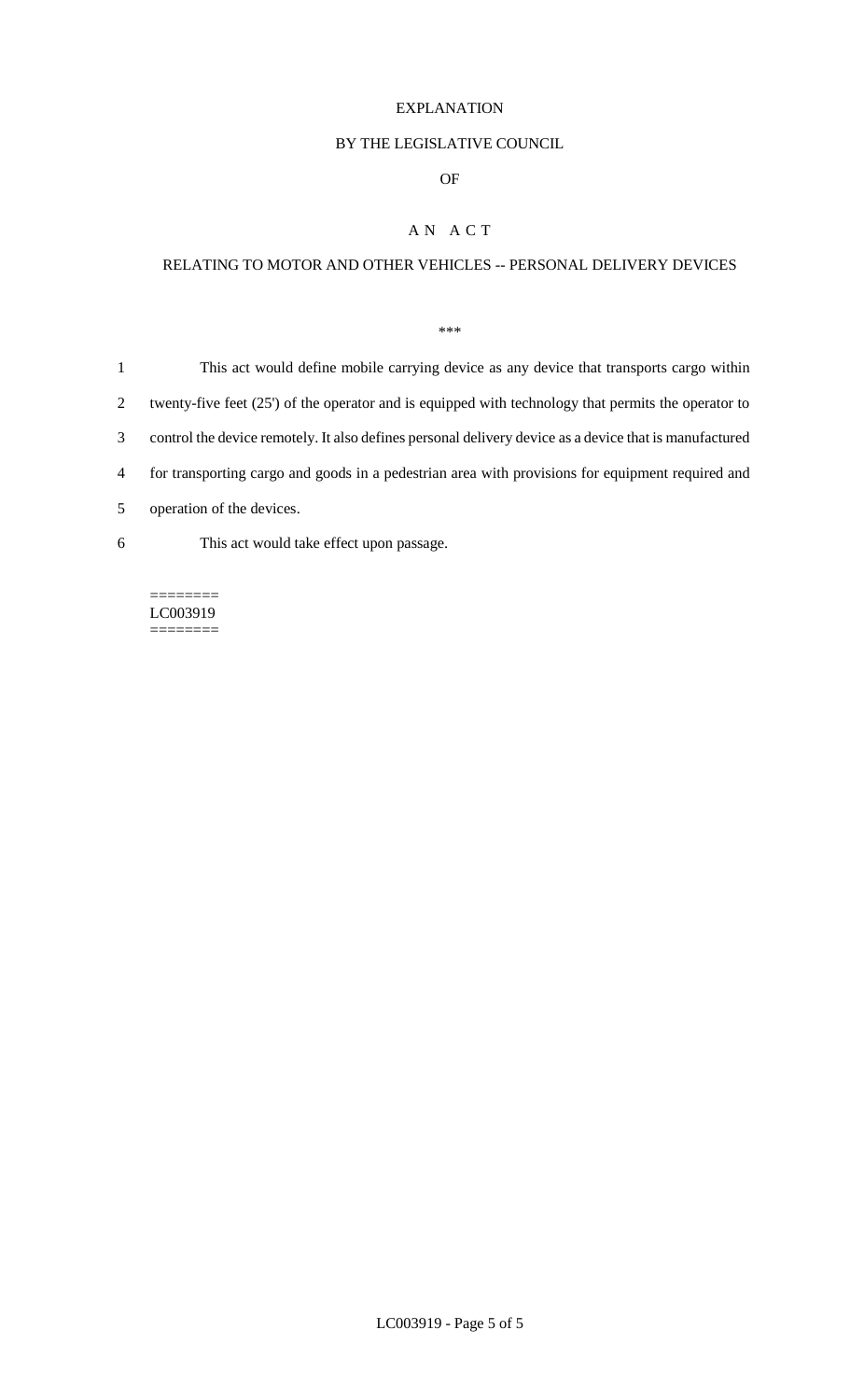EXPLANATION

BY THE LEGISLATIVE COUNCIL

OF

A N A C T

RELATING TO MOTOR AND OTHER VEHICLES -- PERSONAL DELIVERY DEVICES

\*\*\*

This act would define mobile carrying device as any device that transports cargo within twenty-five feet (25') of the operator and is equipped with technology that permits the operator to control the device remotely. It also defines personal delivery device as a device that is manufactured for transporting cargo and goods in a pedestrian area with provisions for equipment required and operation of the devices.

This act would take effect upon passage.

========
LC003919
========